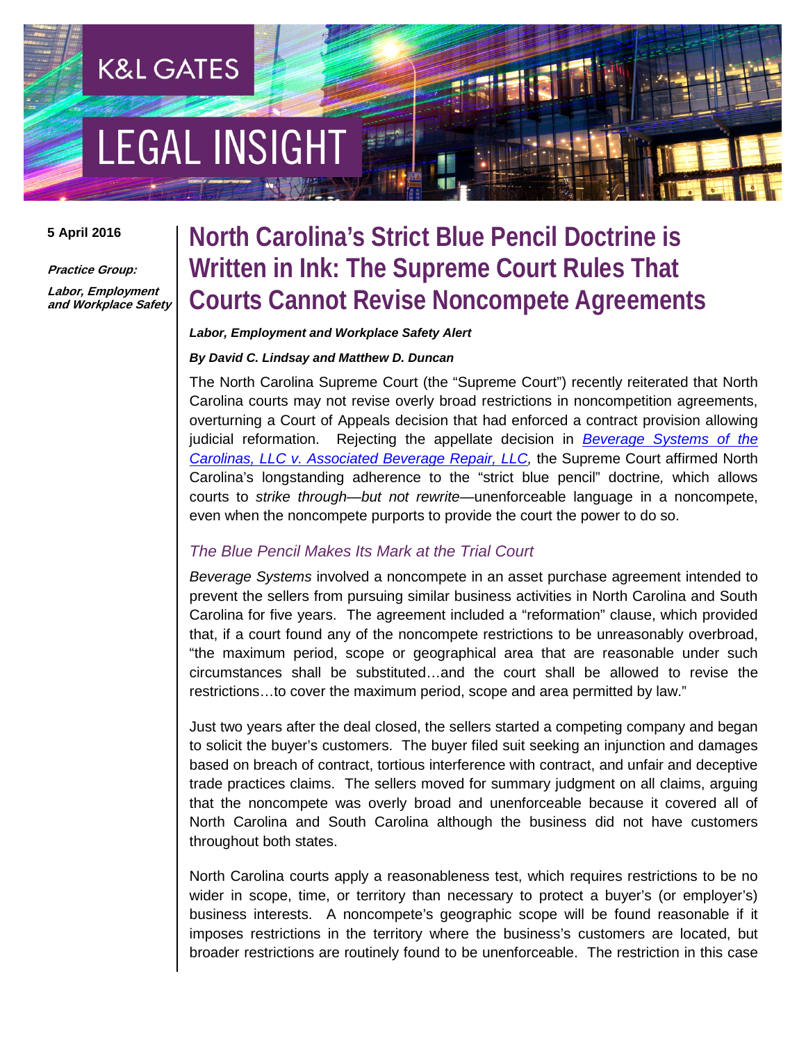K&L GATES

LEGAL INSIGHT

5 April 2016

***Practice Group:***

***Labor, Employment and Workplace Safety***

# North Carolina's Strict Blue Pencil Doctrine is Written in Ink: The Supreme Court Rules That Courts Cannot Revise Noncompete Agreements

***Labor, Employment and Workplace Safety Alert***

***By David C. Lindsay and Matthew D. Duncan***

The North Carolina Supreme Court (the "Supreme Court") recently reiterated that North Carolina courts may not revise overly broad restrictions in noncompetition agreements, overturning a Court of Appeals decision that had enforced a contract provision allowing judicial reformation. Rejecting the appellate decision in *Beverage Systems of the Carolinas, LLC v. Associated Beverage Repair, LLC,* the Supreme Court affirmed North Carolina's longstanding adherence to the "strict blue pencil" doctrine*,* which allows courts to *strike through—but not rewrite*—unenforceable language in a noncompete, even when the noncompete purports to provide the court the power to do so.

## *The Blue Pencil Makes Its Mark at the Trial Court*

*Beverage Systems* involved a noncompete in an asset purchase agreement intended to prevent the sellers from pursuing similar business activities in North Carolina and South Carolina for five years. The agreement included a "reformation" clause, which provided that, if a court found any of the noncompete restrictions to be unreasonably overbroad, "the maximum period, scope or geographical area that are reasonable under such circumstances shall be substituted…and the court shall be allowed to revise the restrictions…to cover the maximum period, scope and area permitted by law."

Just two years after the deal closed, the sellers started a competing company and began to solicit the buyer's customers. The buyer filed suit seeking an injunction and damages based on breach of contract, tortious interference with contract, and unfair and deceptive trade practices claims. The sellers moved for summary judgment on all claims, arguing that the noncompete was overly broad and unenforceable because it covered all of North Carolina and South Carolina although the business did not have customers throughout both states.

North Carolina courts apply a reasonableness test, which requires restrictions to be no wider in scope, time, or territory than necessary to protect a buyer's (or employer's) business interests. A noncompete's geographic scope will be found reasonable if it imposes restrictions in the territory where the business's customers are located, but broader restrictions are routinely found to be unenforceable. The restriction in this case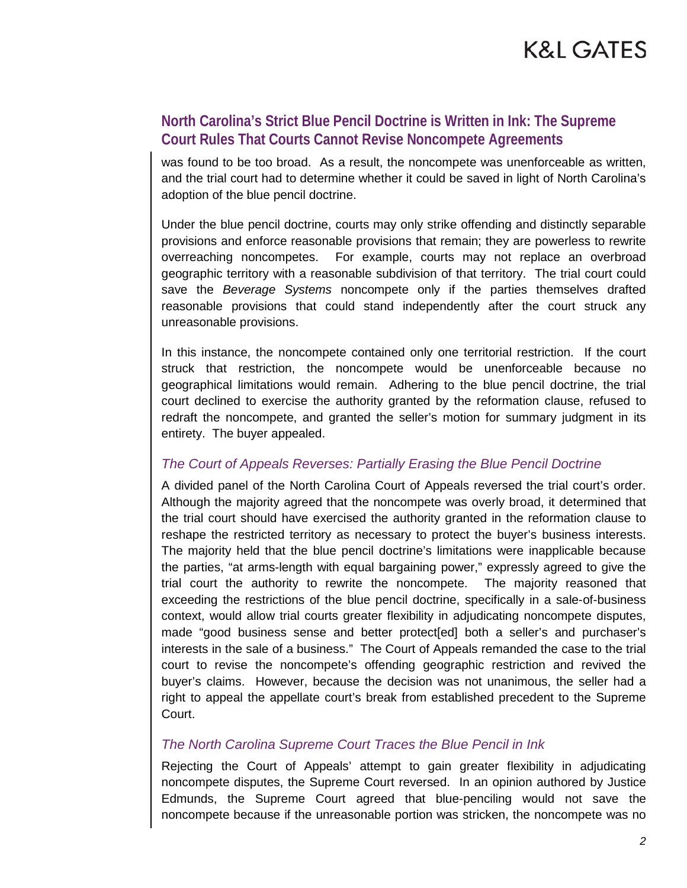was found to be too broad. As a result, the noncompete was unenforceable as written, and the trial court had to determine whether it could be saved in light of North Carolina's adoption of the blue pencil doctrine.

Under the blue pencil doctrine, courts may only strike offending and distinctly separable provisions and enforce reasonable provisions that remain; they are powerless to rewrite overreaching noncompetes. For example, courts may not replace an overbroad geographic territory with a reasonable subdivision of that territory. The trial court could save the *Beverage Systems* noncompete only if the parties themselves drafted reasonable provisions that could stand independently after the court struck any unreasonable provisions.

In this instance, the noncompete contained only one territorial restriction. If the court struck that restriction, the noncompete would be unenforceable because no geographical limitations would remain. Adhering to the blue pencil doctrine, the trial court declined to exercise the authority granted by the reformation clause, refused to redraft the noncompete, and granted the seller's motion for summary judgment in its entirety. The buyer appealed.

### *The Court of Appeals Reverses: Partially Erasing the Blue Pencil Doctrine*

A divided panel of the North Carolina Court of Appeals reversed the trial court's order. Although the majority agreed that the noncompete was overly broad, it determined that the trial court should have exercised the authority granted in the reformation clause to reshape the restricted territory as necessary to protect the buyer's business interests. The majority held that the blue pencil doctrine's limitations were inapplicable because the parties, "at arms-length with equal bargaining power," expressly agreed to give the trial court the authority to rewrite the noncompete. The majority reasoned that exceeding the restrictions of the blue pencil doctrine, specifically in a sale-of-business context, would allow trial courts greater flexibility in adjudicating noncompete disputes, made "good business sense and better protect[ed] both a seller's and purchaser's interests in the sale of a business." The Court of Appeals remanded the case to the trial court to revise the noncompete's offending geographic restriction and revived the buyer's claims. However, because the decision was not unanimous, the seller had a right to appeal the appellate court's break from established precedent to the Supreme Court.

### *The North Carolina Supreme Court Traces the Blue Pencil in Ink*

Rejecting the Court of Appeals' attempt to gain greater flexibility in adjudicating noncompete disputes, the Supreme Court reversed. In an opinion authored by Justice Edmunds, the Supreme Court agreed that blue-penciling would not save the noncompete because if the unreasonable portion was stricken, the noncompete was no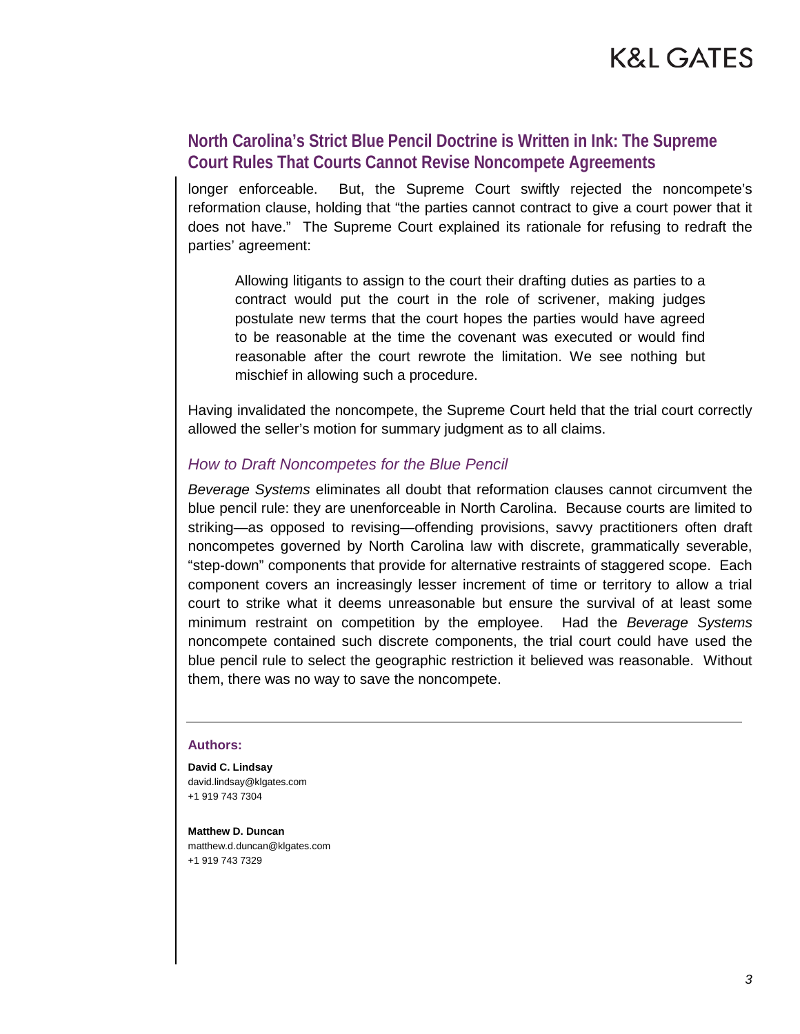longer enforceable. But, the Supreme Court swiftly rejected the noncompete's reformation clause, holding that "the parties cannot contract to give a court power that it does not have." The Supreme Court explained its rationale for refusing to redraft the parties' agreement:

> Allowing litigants to assign to the court their drafting duties as parties to a contract would put the court in the role of scrivener, making judges postulate new terms that the court hopes the parties would have agreed to be reasonable at the time the covenant was executed or would find reasonable after the court rewrote the limitation. We see nothing but mischief in allowing such a procedure.

Having invalidated the noncompete, the Supreme Court held that the trial court correctly allowed the seller's motion for summary judgment as to all claims.

### *How to Draft Noncompetes for the Blue Pencil*

*Beverage Systems* eliminates all doubt that reformation clauses cannot circumvent the blue pencil rule: they are unenforceable in North Carolina. Because courts are limited to striking—as opposed to revising—offending provisions, savvy practitioners often draft noncompetes governed by North Carolina law with discrete, grammatically severable, "step-down" components that provide for alternative restraints of staggered scope. Each component covers an increasingly lesser increment of time or territory to allow a trial court to strike what it deems unreasonable but ensure the survival of at least some minimum restraint on competition by the employee. Had the *Beverage Systems* noncompete contained such discrete components, the trial court could have used the blue pencil rule to select the geographic restriction it believed was reasonable. Without them, there was no way to save the noncompete.

---

**Authors:**

**David C. Lindsay**
david.lindsay@klgates.com
+1 919 743 7304

**Matthew D. Duncan**
matthew.d.duncan@klgates.com
+1 919 743 7329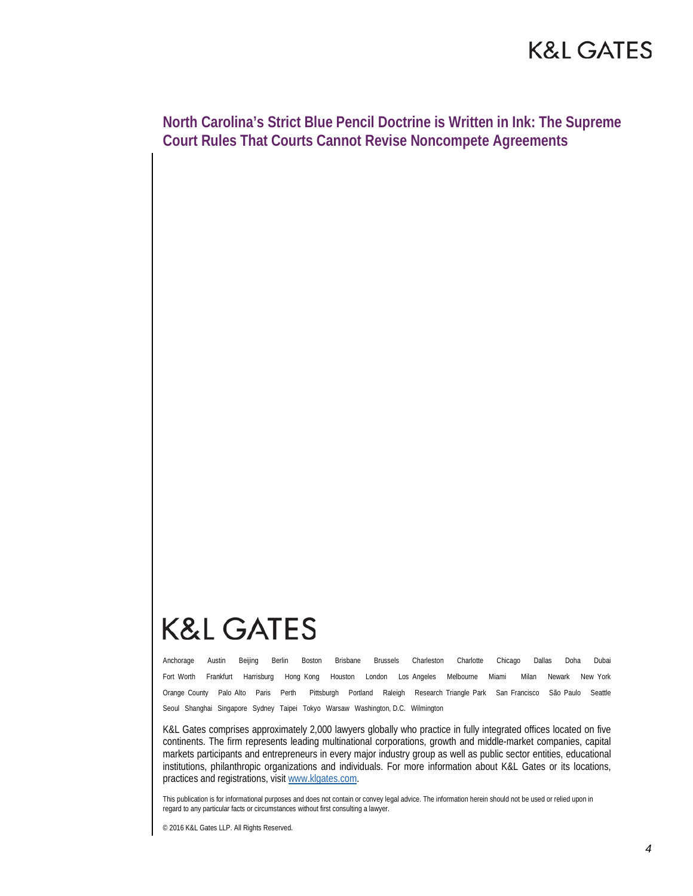**North Carolina's Strict Blue Pencil Doctrine is Written in Ink: The Supreme Court Rules That Courts Cannot Revise Noncompete Agreements**

K&L GATES

Anchorage Austin Beijing Berlin Boston Brisbane Brussels Charleston Charlotte Chicago Dallas Doha Dubai
Fort Worth Frankfurt Harrisburg Hong Kong Houston London Los Angeles Melbourne Miami Milan Newark New York
Orange County Palo Alto Paris Perth Pittsburgh Portland Raleigh Research Triangle Park San Francisco São Paulo Seattle
Seoul Shanghai Singapore Sydney Taipei Tokyo Warsaw Washington, D.C. Wilmington

K&L Gates comprises approximately 2,000 lawyers globally who practice in fully integrated offices located on five continents. The firm represents leading multinational corporations, growth and middle-market companies, capital markets participants and entrepreneurs in every major industry group as well as public sector entities, educational institutions, philanthropic organizations and individuals. For more information about K&L Gates or its locations, practices and registrations, visit www.klgates.com.

This publication is for informational purposes and does not contain or convey legal advice. The information herein should not be used or relied upon in regard to any particular facts or circumstances without first consulting a lawyer.

© 2016 K&L Gates LLP. All Rights Reserved.